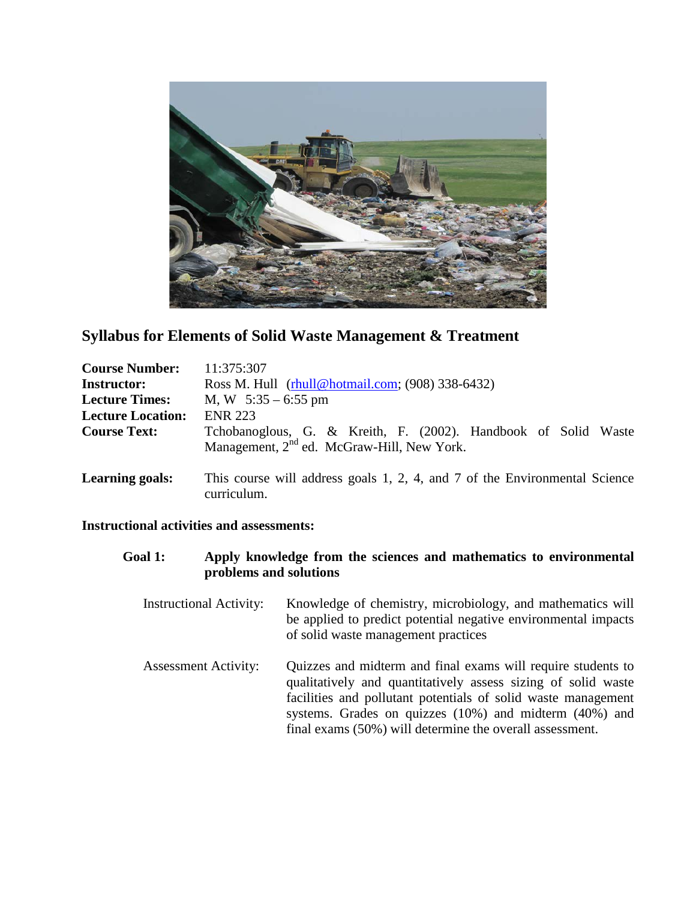## Syllabus for Elements of Solid Waste Management & Treatment

**Course Number:** 11:375:307
**Instructor:** Ross M. Hull ([rhull@hotmail.com](mailto:rhull@hotmail.com); (908) 338-6432)
**Lecture Times:** M, W 5:35 – 6:55 pm
**Lecture Location:** ENR 223
**Course Text:** Tchobanoglous, G. & Kreith, F. (2002). Handbook of Solid Waste Management, 2nd ed. McGraw-Hill, New York.

**Learning goals:** This course will address goals 1, 2, 4, and 7 of the Environmental Science curriculum.

**Instructional activities and assessments:**

**Goal 1: Apply knowledge from the sciences and mathematics to environmental problems and solutions**

Instructional Activity: Knowledge of chemistry, microbiology, and mathematics will be applied to predict potential negative environmental impacts of solid waste management practices

Assessment Activity: Quizzes and midterm and final exams will require students to qualitatively and quantitatively assess sizing of solid waste facilities and pollutant potentials of solid waste management systems. Grades on quizzes (10%) and midterm (40%) and final exams (50%) will determine the overall assessment.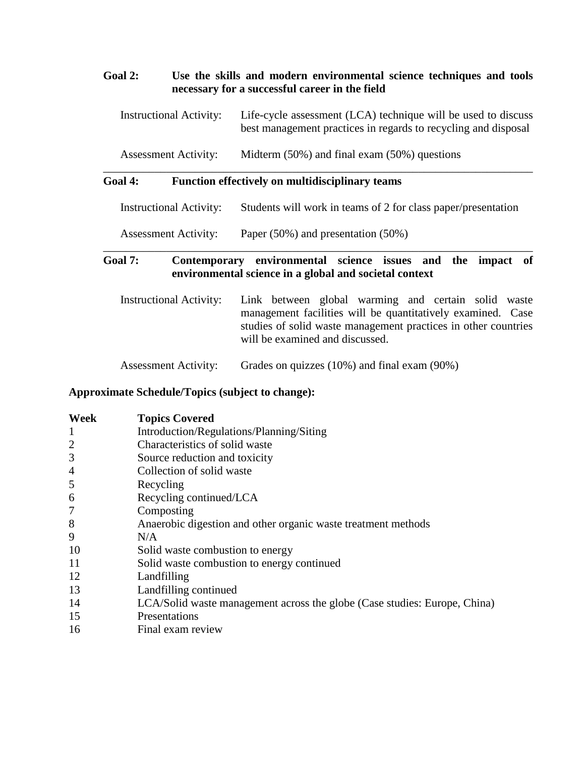**Goal 2: Use the skills and modern environmental science techniques and tools necessary for a successful career in the field**

Instructional Activity: Life-cycle assessment (LCA) technique will be used to discuss best management practices in regards to recycling and disposal

Assessment Activity: Midterm (50%) and final exam (50%) questions

---

**Goal 4: Function effectively on multidisciplinary teams**

Instructional Activity: Students will work in teams of 2 for class paper/presentation

Assessment Activity: Paper (50%) and presentation (50%)

---

**Goal 7: Contemporary environmental science issues and the impact of environmental science in a global and societal context**

Instructional Activity: Link between global warming and certain solid waste management facilities will be quantitatively examined. Case studies of solid waste management practices in other countries will be examined and discussed.

Assessment Activity: Grades on quizzes (10%) and final exam (90%)

**Approximate Schedule/Topics (subject to change):**

| Week | Topics Covered |
|---|---|
| 1 | Introduction/Regulations/Planning/Siting |
| 2 | Characteristics of solid waste |
| 3 | Source reduction and toxicity |
| 4 | Collection of solid waste |
| 5 | Recycling |
| 6 | Recycling continued/LCA |
| 7 | Composting |
| 8 | Anaerobic digestion and other organic waste treatment methods |
| 9 | N/A |
| 10 | Solid waste combustion to energy |
| 11 | Solid waste combustion to energy continued |
| 12 | Landfilling |
| 13 | Landfilling continued |
| 14 | LCA/Solid waste management across the globe (Case studies: Europe, China) |
| 15 | Presentations |
| 16 | Final exam review |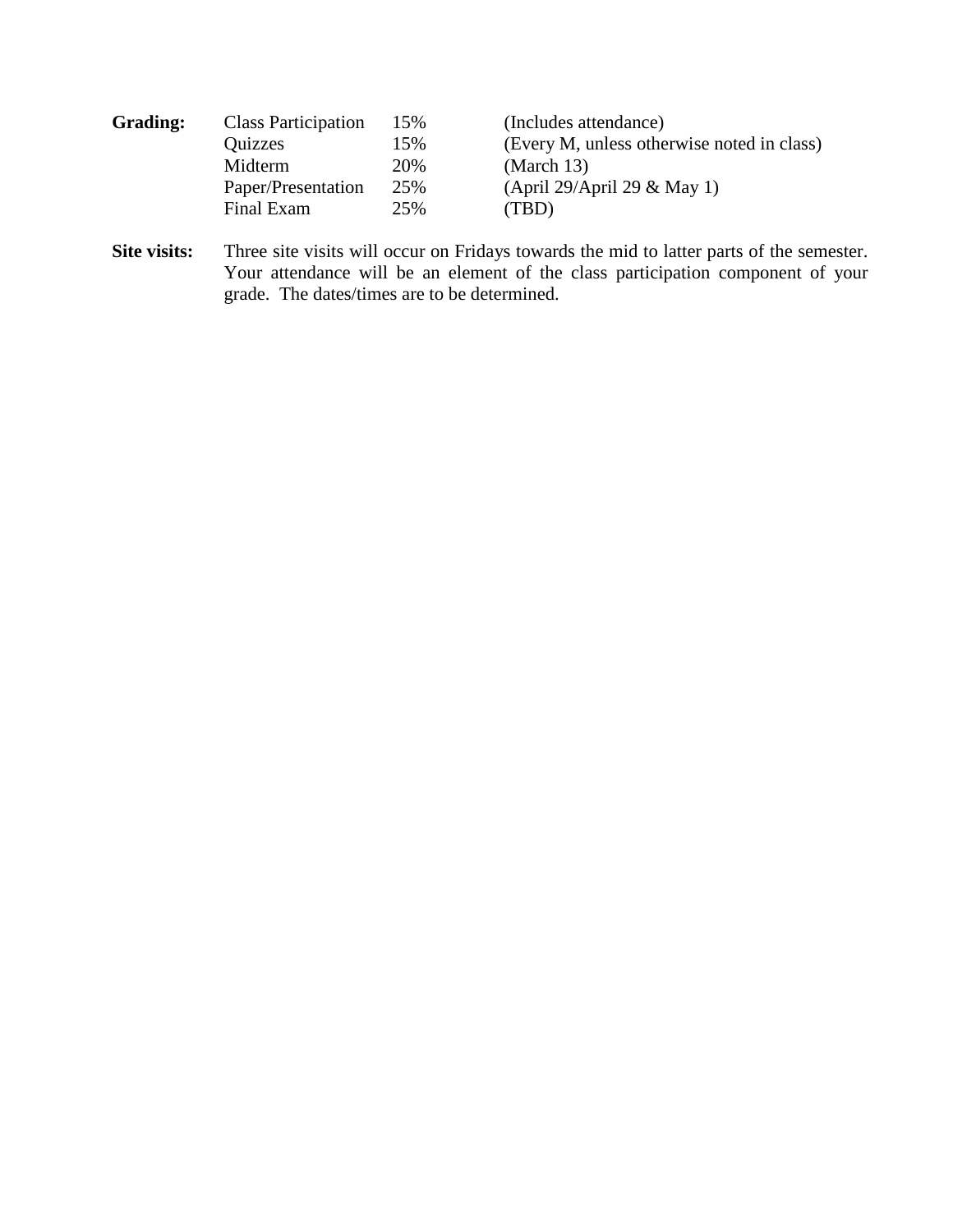**Grading:**

| | | |
|---|---|---|
| Class Participation | 15% | (Includes attendance) |
| Quizzes | 15% | (Every M, unless otherwise noted in class) |
| Midterm | 20% | (March 13) |
| Paper/Presentation | 25% | (April 29/April 29 & May 1) |
| Final Exam | 25% | (TBD) |

**Site visits:** Three site visits will occur on Fridays towards the mid to latter parts of the semester. Your attendance will be an element of the class participation component of your grade. The dates/times are to be determined.